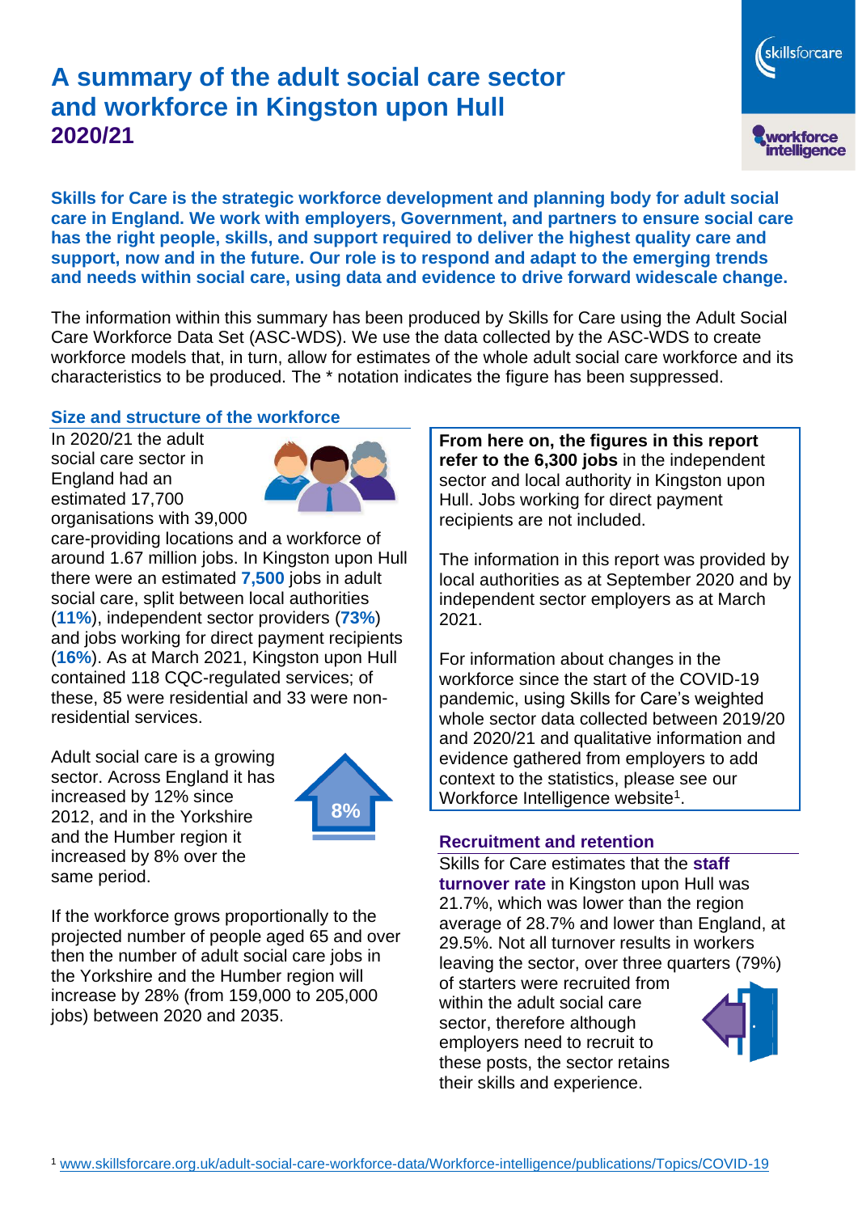# A summary of the adult social care sector and workforce in Kingston upon Hull 2020/21

**Skills for Care is the strategic workforce development and planning body for adult social care in England. We work with employers, Government, and partners to ensure social care has the right people, skills, and support required to deliver the highest quality care and support, now and in the future. Our role is to respond and adapt to the emerging trends and needs within social care, using data and evidence to drive forward widescale change.**

The information within this summary has been produced by Skills for Care using the Adult Social Care Workforce Data Set (ASC-WDS). We use the data collected by the ASC-WDS to create workforce models that, in turn, allow for estimates of the whole adult social care workforce and its characteristics to be produced. The * notation indicates the figure has been suppressed.

## Size and structure of the workforce

In 2020/21 the adult social care sector in England had an estimated 17,700 organisations with 39,000 care-providing locations and a workforce of around 1.67 million jobs. In Kingston upon Hull there were an estimated **7,500** jobs in adult social care, split between local authorities (**11%**), independent sector providers (**73%**) and jobs working for direct payment recipients (**16%**). As at March 2021, Kingston upon Hull contained 118 CQC-regulated services; of these, 85 were residential and 33 were non-residential services.

Adult social care is a growing sector. Across England it has increased by 12% since 2012, and in the Yorkshire and the Humber region it increased by 8% over the same period.

8%

If the workforce grows proportionally to the projected number of people aged 65 and over then the number of adult social care jobs in the Yorkshire and the Humber region will increase by 28% (from 159,000 to 205,000 jobs) between 2020 and 2035.

**From here on, the figures in this report refer to the 6,300 jobs** in the independent sector and local authority in Kingston upon Hull. Jobs working for direct payment recipients are not included.

The information in this report was provided by local authorities as at September 2020 and by independent sector employers as at March 2021.

For information about changes in the workforce since the start of the COVID-19 pandemic, using Skills for Care's weighted whole sector data collected between 2019/20 and 2020/21 and qualitative information and evidence gathered from employers to add context to the statistics, please see our Workforce Intelligence website[1].

## Recruitment and retention

Skills for Care estimates that the **staff turnover rate** in Kingston upon Hull was 21.7%, which was lower than the region average of 28.7% and lower than England, at 29.5%. Not all turnover results in workers leaving the sector, over three quarters (79%) of starters were recruited from within the adult social care sector, therefore although employers need to recruit to these posts, the sector retains their skills and experience.

[1] www.skillsforcare.org.uk/adult-social-care-workforce-data/Workforce-intelligence/publications/Topics/COVID-19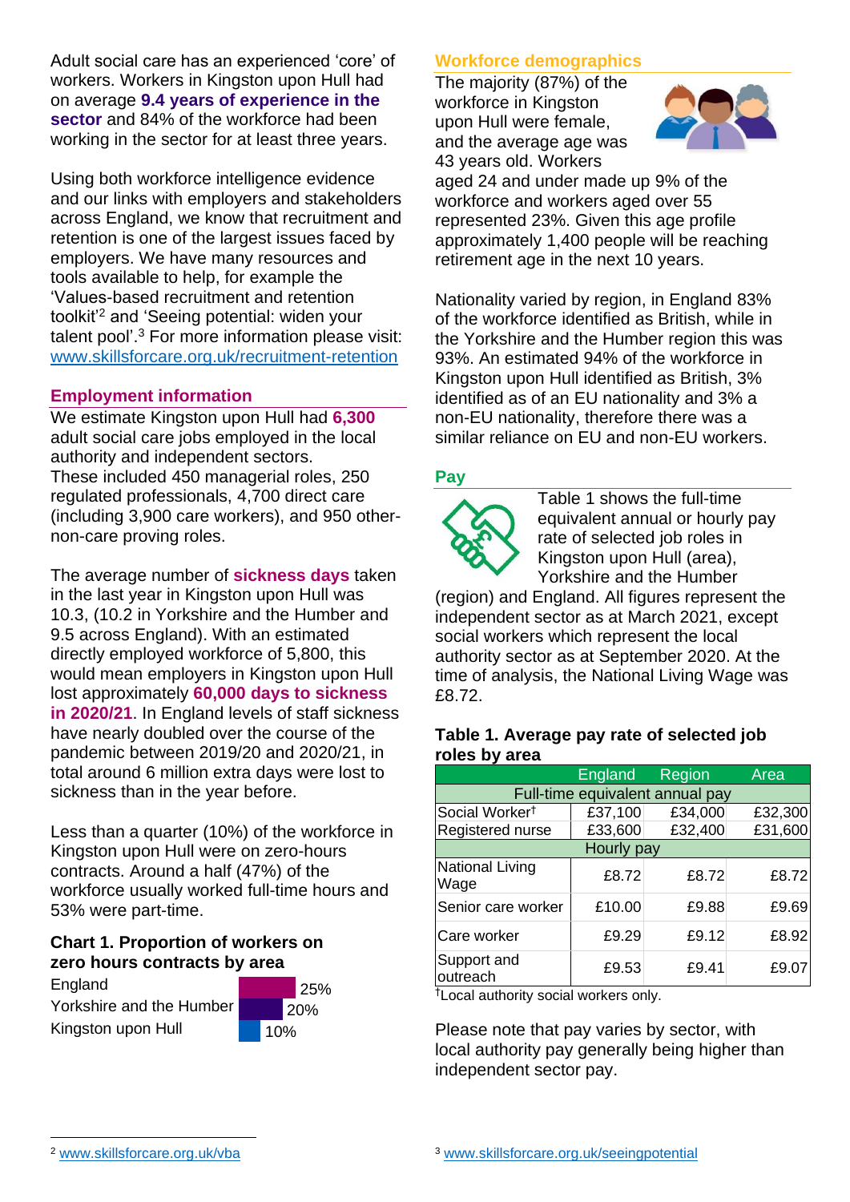Adult social care has an experienced 'core' of workers. Workers in Kingston upon Hull had on average **9.4 years of experience in the sector** and 84% of the workforce had been working in the sector for at least three years.

Using both workforce intelligence evidence and our links with employers and stakeholders across England, we know that recruitment and retention is one of the largest issues faced by employers. We have many resources and tools available to help, for example the 'Values-based recruitment and retention toolkit'[2] and 'Seeing potential: widen your talent pool'.[3] For more information please visit: www.skillsforcare.org.uk/recruitment-retention

## Employment information

We estimate Kingston upon Hull had **6,300** adult social care jobs employed in the local authority and independent sectors. These included 450 managerial roles, 250 regulated professionals, 4,700 direct care (including 3,900 care workers), and 950 other-non-care proving roles.

The average number of **sickness days** taken in the last year in Kingston upon Hull was 10.3, (10.2 in Yorkshire and the Humber and 9.5 across England). With an estimated directly employed workforce of 5,800, this would mean employers in Kingston upon Hull lost approximately **60,000 days to sickness in 2020/21**. In England levels of staff sickness have nearly doubled over the course of the pandemic between 2019/20 and 2020/21, in total around 6 million extra days were lost to sickness than in the year before.

Less than a quarter (10%) of the workforce in Kingston upon Hull were on zero-hours contracts. Around a half (47%) of the workforce usually worked full-time hours and 53% were part-time.

### Chart 1. Proportion of workers on zero hours contracts by area

| Area | Proportion |
|---|---|
| England | 25% |
| Yorkshire and the Humber | 20% |
| Kingston upon Hull | 10% |

## Workforce demographics

The majority (87%) of the workforce in Kingston upon Hull were female, and the average age was 43 years old. Workers aged 24 and under made up 9% of the workforce and workers aged over 55 represented 23%. Given this age profile approximately 1,400 people will be reaching retirement age in the next 10 years.

Nationality varied by region, in England 83% of the workforce identified as British, while in the Yorkshire and the Humber region this was 93%. An estimated 94% of the workforce in Kingston upon Hull identified as British, 3% identified as of an EU nationality and 3% a non-EU nationality, therefore there was a similar reliance on EU and non-EU workers.

## Pay

Table 1 shows the full-time equivalent annual or hourly pay rate of selected job roles in Kingston upon Hull (area), Yorkshire and the Humber (region) and England. All figures represent the independent sector as at March 2021, except social workers which represent the local authority sector as at September 2020. At the time of analysis, the National Living Wage was £8.72.

### Table 1. Average pay rate of selected job roles by area

| | England | Region | Area |
|---|---|---|---|
| Full-time equivalent annual pay | | | |
| Social Worker† | £37,100 | £34,000 | £32,300 |
| Registered nurse | £33,600 | £32,400 | £31,600 |
| Hourly pay | | | |
| National Living Wage | £8.72 | £8.72 | £8.72 |
| Senior care worker | £10.00 | £9.88 | £9.69 |
| Care worker | £9.29 | £9.12 | £8.92 |
| Support and outreach | £9.53 | £9.41 | £9.07 |

†Local authority social workers only.

Please note that pay varies by sector, with local authority pay generally being higher than independent sector pay.

[2] www.skillsforcare.org.uk/vba

[3] www.skillsforcare.org.uk/seeingpotential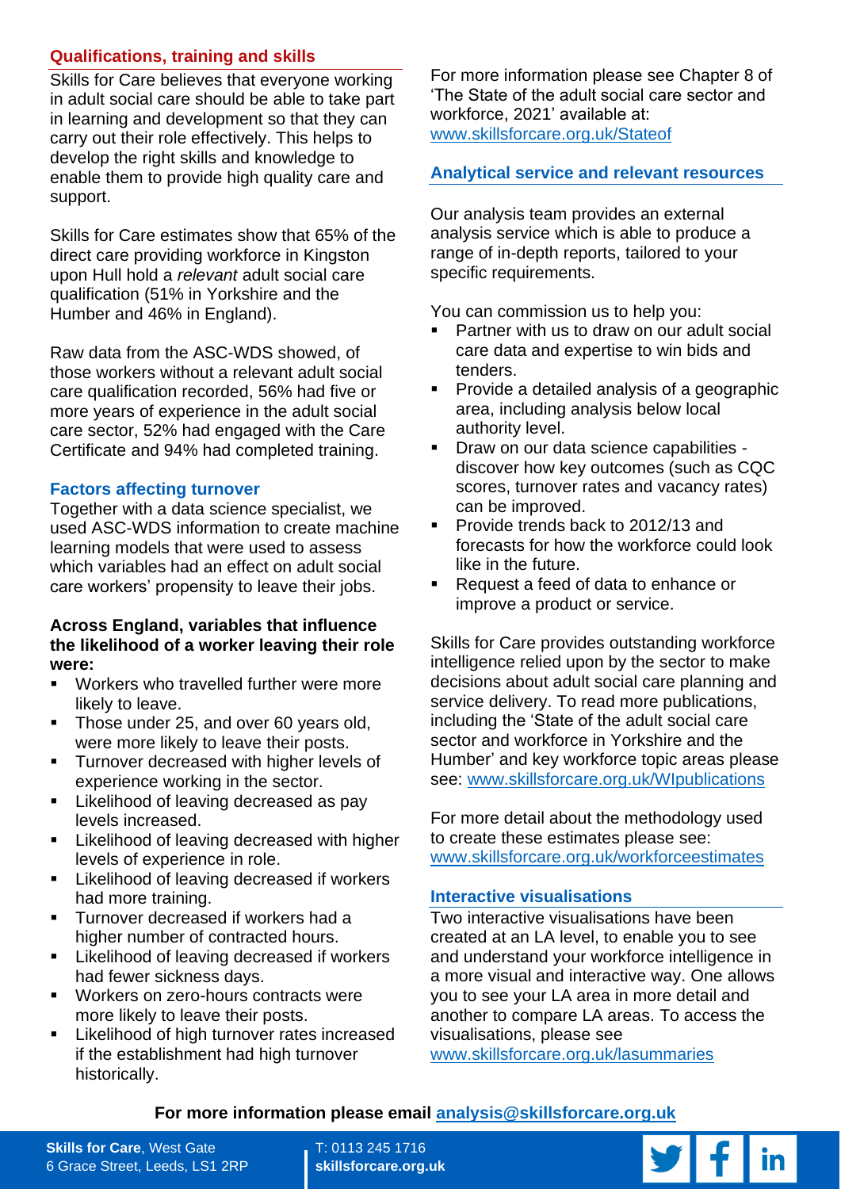## Qualifications, training and skills

Skills for Care believes that everyone working in adult social care should be able to take part in learning and development so that they can carry out their role effectively. This helps to develop the right skills and knowledge to enable them to provide high quality care and support.

Skills for Care estimates show that 65% of the direct care providing workforce in Kingston upon Hull hold a *relevant* adult social care qualification (51% in Yorkshire and the Humber and 46% in England).

Raw data from the ASC-WDS showed, of those workers without a relevant adult social care qualification recorded, 56% had five or more years of experience in the adult social care sector, 52% had engaged with the Care Certificate and 94% had completed training.

## Factors affecting turnover

Together with a data science specialist, we used ASC-WDS information to create machine learning models that were used to assess which variables had an effect on adult social care workers' propensity to leave their jobs.

**Across England, variables that influence the likelihood of a worker leaving their role were:**

- Workers who travelled further were more likely to leave.
- Those under 25, and over 60 years old, were more likely to leave their posts.
- Turnover decreased with higher levels of experience working in the sector.
- Likelihood of leaving decreased as pay levels increased.
- Likelihood of leaving decreased with higher levels of experience in role.
- Likelihood of leaving decreased if workers had more training.
- Turnover decreased if workers had a higher number of contracted hours.
- Likelihood of leaving decreased if workers had fewer sickness days.
- Workers on zero-hours contracts were more likely to leave their posts.
- Likelihood of high turnover rates increased if the establishment had high turnover historically.

For more information please see Chapter 8 of 'The State of the adult social care sector and workforce, 2021' available at: www.skillsforcare.org.uk/Stateof

## Analytical service and relevant resources

Our analysis team provides an external analysis service which is able to produce a range of in-depth reports, tailored to your specific requirements.

You can commission us to help you:

- Partner with us to draw on our adult social care data and expertise to win bids and tenders.
- Provide a detailed analysis of a geographic area, including analysis below local authority level.
- Draw on our data science capabilities - discover how key outcomes (such as CQC scores, turnover rates and vacancy rates) can be improved.
- Provide trends back to 2012/13 and forecasts for how the workforce could look like in the future.
- Request a feed of data to enhance or improve a product or service.

Skills for Care provides outstanding workforce intelligence relied upon by the sector to make decisions about adult social care planning and service delivery. To read more publications, including the 'State of the adult social care sector and workforce in Yorkshire and the Humber' and key workforce topic areas please see: www.skillsforcare.org.uk/WIpublications

For more detail about the methodology used to create these estimates please see: www.skillsforcare.org.uk/workforceestimates

## Interactive visualisations

Two interactive visualisations have been created at an LA level, to enable you to see and understand your workforce intelligence in a more visual and interactive way. One allows you to see your LA area in more detail and another to compare LA areas. To access the visualisations, please see www.skillsforcare.org.uk/lasummaries

**For more information please email analysis@skillsforcare.org.uk**

**Skills for Care**, West Gate
6 Grace Street, Leeds, LS1 2RP

T: 0113 245 1716
**skillsforcare.org.uk**